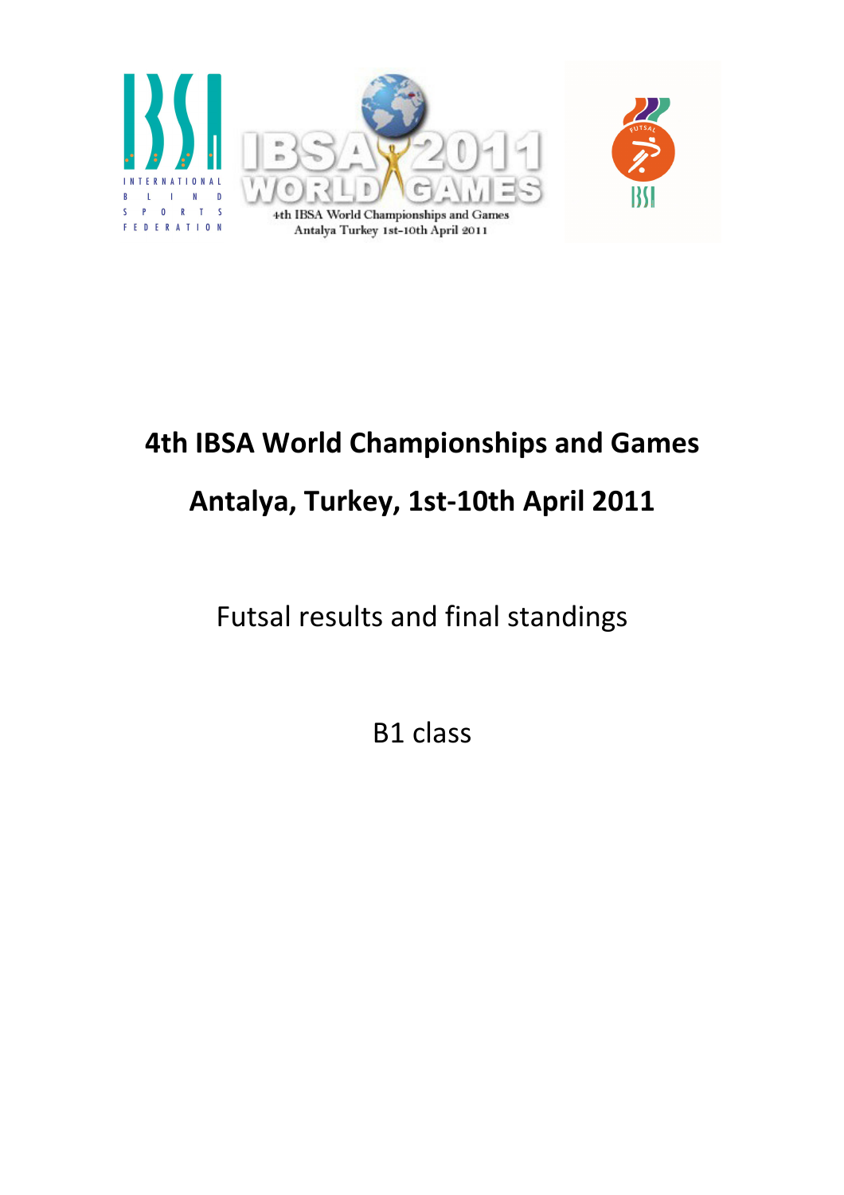# 4th IBSA World Championships and Games

# Antalya, Turkey, 1st-10th April 2011

Futsal results and final standings

B1 class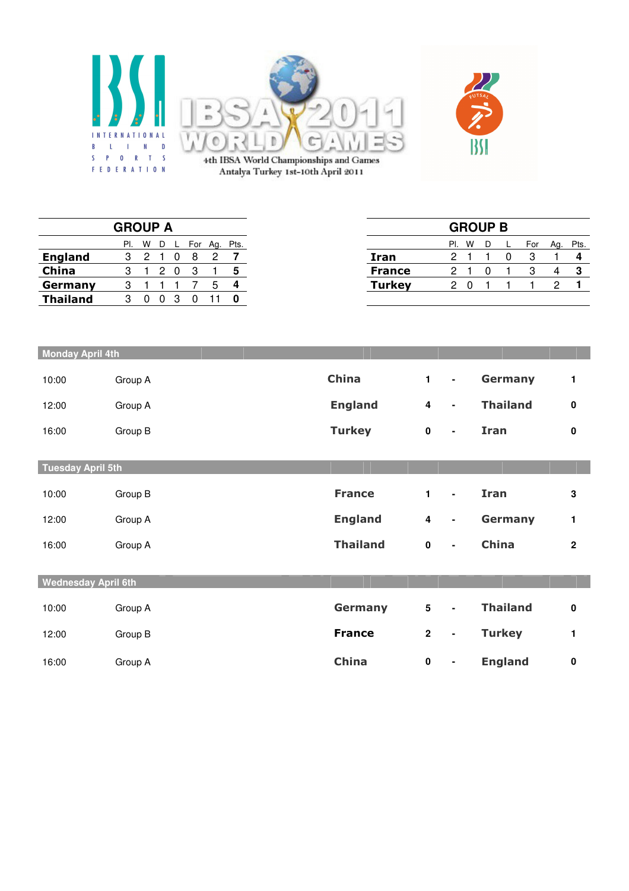INTERNATIONAL BLIND SPORTS FEDERATION

# IBSA 2011 WORLD GAMES

4th IBSA World Championships and Games
Antalya Turkey 1st-10th April 2011

## GROUP A

| | Pl. | W | D | L | For | Ag. | Pts. |
|---|---|---|---|---|---|---|---|
| **England** | 3 | 2 | 1 | 0 | 8 | 2 | **7** |
| **China** | 3 | 1 | 2 | 0 | 3 | 1 | **5** |
| **Germany** | 3 | 1 | 1 | 1 | 7 | 5 | **4** |
| **Thailand** | 3 | 0 | 0 | 3 | 0 | 11 | **0** |

## GROUP B

| | Pl. | W | D | L | For | Ag. | Pts. |
|---|---|---|---|---|---|---|---|
| **Iran** | 2 | 1 | 1 | 0 | 3 | 1 | **4** |
| **France** | 2 | 1 | 0 | 1 | 3 | 4 | **3** |
| **Turkey** | 2 | 0 | 1 | 1 | 1 | 2 | **1** |

### Monday April 4th

| Time | Group | Team | Score | | Team | Score |
|---|---|---|---|---|---|---|
| 10:00 | Group A | **China** | **1** | - | **Germany** | **1** |
| 12:00 | Group A | **England** | **4** | - | **Thailand** | **0** |
| 16:00 | Group B | **Turkey** | **0** | - | **Iran** | **0** |

### Tuesday April 5th

| Time | Group | Team | Score | | Team | Score |
|---|---|---|---|---|---|---|
| 10:00 | Group B | **France** | **1** | - | **Iran** | **3** |
| 12:00 | Group A | **England** | **4** | - | **Germany** | **1** |
| 16:00 | Group A | **Thailand** | **0** | - | **China** | **2** |

### Wednesday April 6th

| Time | Group | Team | Score | | Team | Score |
|---|---|---|---|---|---|---|
| 10:00 | Group A | **Germany** | **5** | - | **Thailand** | **0** |
| 12:00 | Group B | **France** | **2** | - | **Turkey** | **1** |
| 16:00 | Group A | **China** | **0** | - | **England** | **0** |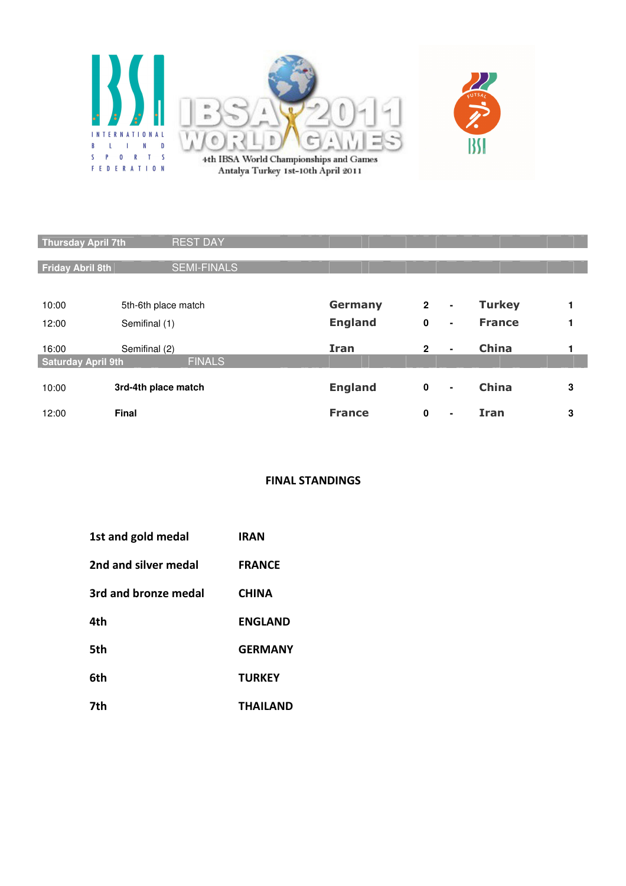IBSA 2011 WORLD GAMES

4th IBSA World Championships and Games
Antalya Turkey 1st-10th April 2011

| | | | | | | |
|---|---|---|---|---|---|---|
| **Thursday April 7th** | REST DAY | | | | | |
| **Friday Abril 8th** | SEMI-FINALS | | | | | |
| 10:00 | 5th-6th place match | **Germany** | **2** | - | **Turkey** | **1** |
| 12:00 | Semifinal (1) | **England** | **0** | - | **France** | **1** |
| 16:00 | Semifinal (2) | **Iran** | **2** | - | **China** | **1** |
| **Saturday April 9th** | FINALS | | | | | |
| 10:00 | **3rd-4th place match** | **England** | **0** | - | **China** | **3** |
| 12:00 | **Final** | **France** | **0** | - | **Iran** | **3** |

## FINAL STANDINGS

| | |
|---|---|
| **1st and gold medal** | **IRAN** |
| **2nd and silver medal** | **FRANCE** |
| **3rd and bronze medal** | **CHINA** |
| **4th** | **ENGLAND** |
| **5th** | **GERMANY** |
| **6th** | **TURKEY** |
| **7th** | **THAILAND** |